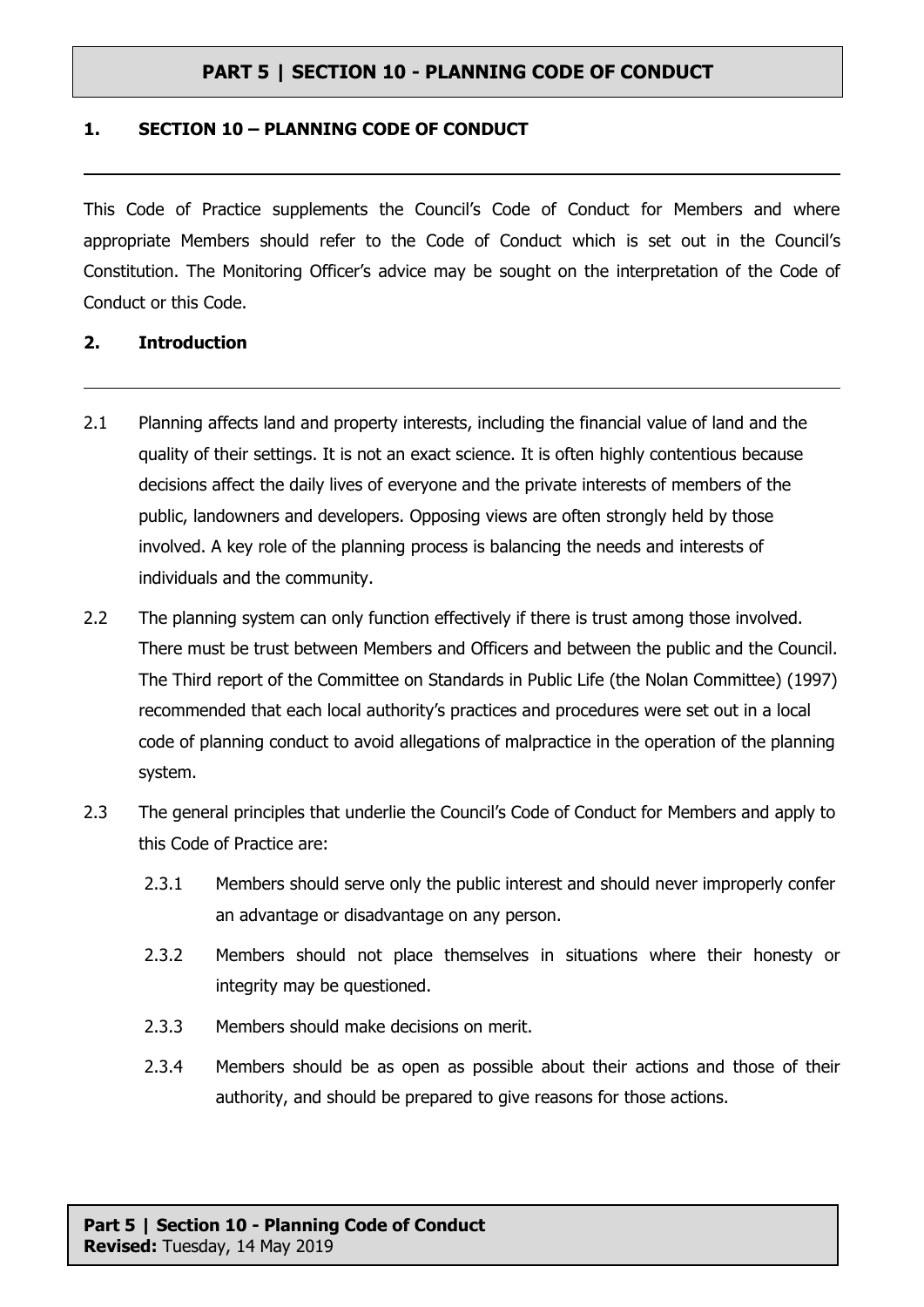# PART 5 | SECTION 10 - PLANNING CODE OF CONDUCT

## 1. SECTION 10 – PLANNING CODE OF CONDUCT

This Code of Practice supplements the Council's Code of Conduct for Members and where appropriate Members should refer to the Code of Conduct which is set out in the Council's Constitution. The Monitoring Officer's advice may be sought on the interpretation of the Code of Conduct or this Code.

## 2. Introduction

2.1 Planning affects land and property interests, including the financial value of land and the quality of their settings. It is not an exact science. It is often highly contentious because decisions affect the daily lives of everyone and the private interests of members of the public, landowners and developers. Opposing views are often strongly held by those involved. A key role of the planning process is balancing the needs and interests of individuals and the community.

2.2 The planning system can only function effectively if there is trust among those involved. There must be trust between Members and Officers and between the public and the Council. The Third report of the Committee on Standards in Public Life (the Nolan Committee) (1997) recommended that each local authority's practices and procedures were set out in a local code of planning conduct to avoid allegations of malpractice in the operation of the planning system.

2.3 The general principles that underlie the Council's Code of Conduct for Members and apply to this Code of Practice are:

2.3.1 Members should serve only the public interest and should never improperly confer an advantage or disadvantage on any person.

2.3.2 Members should not place themselves in situations where their honesty or integrity may be questioned.

2.3.3 Members should make decisions on merit.

2.3.4 Members should be as open as possible about their actions and those of their authority, and should be prepared to give reasons for those actions.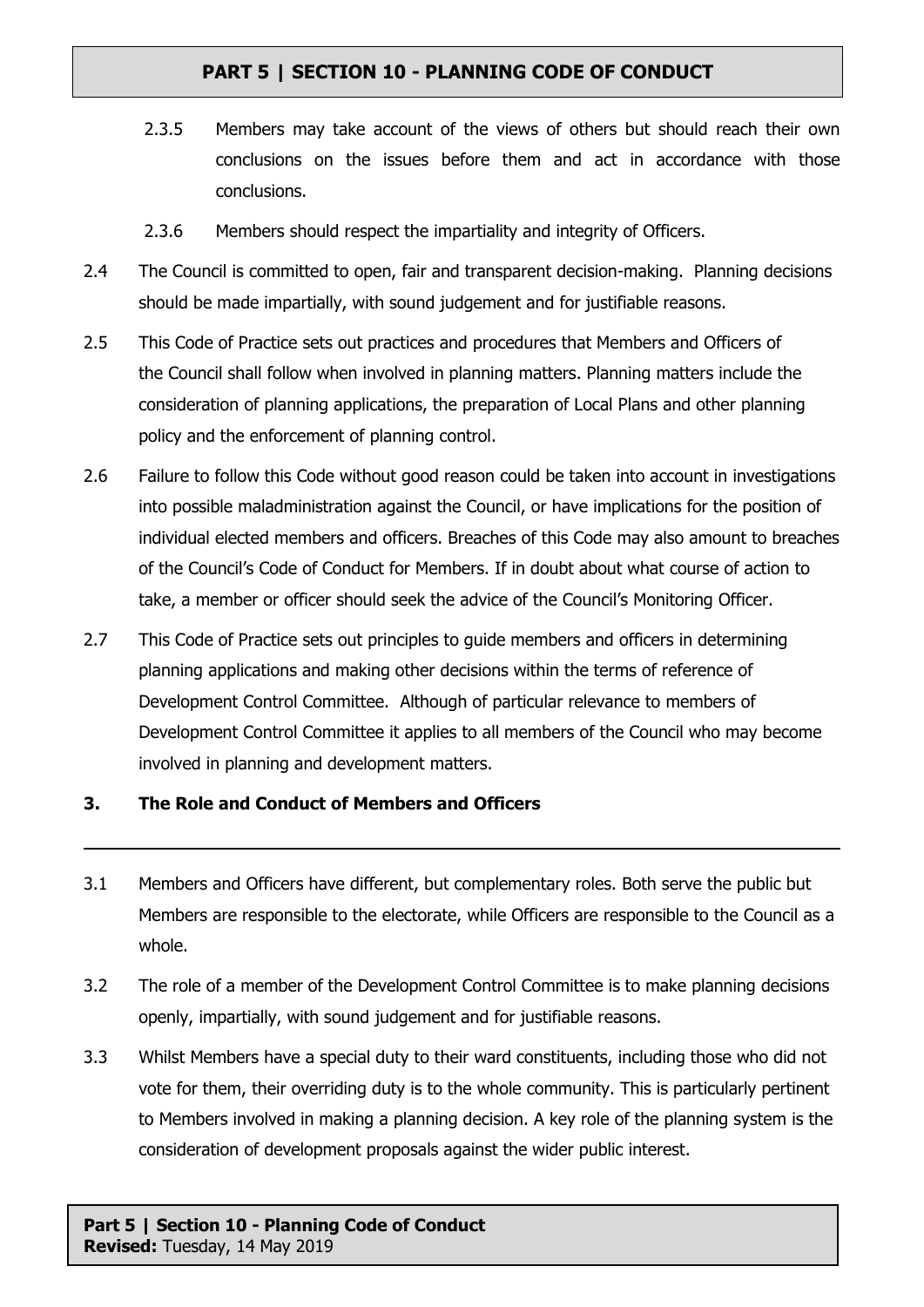2.3.5 Members may take account of the views of others but should reach their own conclusions on the issues before them and act in accordance with those conclusions.

2.3.6 Members should respect the impartiality and integrity of Officers.

2.4 The Council is committed to open, fair and transparent decision-making. Planning decisions should be made impartially, with sound judgement and for justifiable reasons.

2.5 This Code of Practice sets out practices and procedures that Members and Officers of the Council shall follow when involved in planning matters. Planning matters include the consideration of planning applications, the preparation of Local Plans and other planning policy and the enforcement of planning control.

2.6 Failure to follow this Code without good reason could be taken into account in investigations into possible maladministration against the Council, or have implications for the position of individual elected members and officers. Breaches of this Code may also amount to breaches of the Council's Code of Conduct for Members. If in doubt about what course of action to take, a member or officer should seek the advice of the Council's Monitoring Officer.

2.7 This Code of Practice sets out principles to guide members and officers in determining planning applications and making other decisions within the terms of reference of Development Control Committee. Although of particular relevance to members of Development Control Committee it applies to all members of the Council who may become involved in planning and development matters.

## 3. The Role and Conduct of Members and Officers

3.1 Members and Officers have different, but complementary roles. Both serve the public but Members are responsible to the electorate, while Officers are responsible to the Council as a whole.

3.2 The role of a member of the Development Control Committee is to make planning decisions openly, impartially, with sound judgement and for justifiable reasons.

3.3 Whilst Members have a special duty to their ward constituents, including those who did not vote for them, their overriding duty is to the whole community. This is particularly pertinent to Members involved in making a planning decision. A key role of the planning system is the consideration of development proposals against the wider public interest.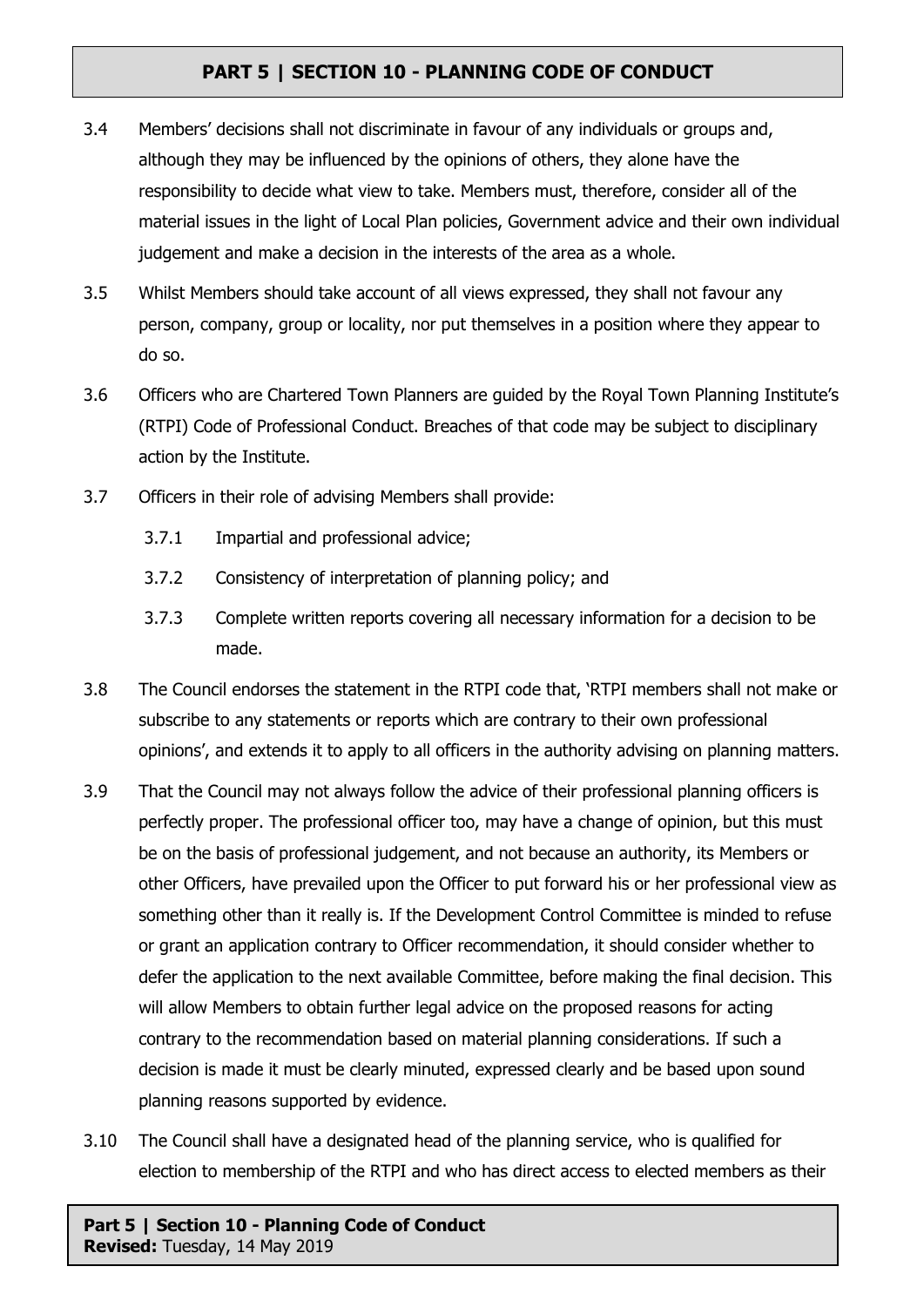3.4 Members' decisions shall not discriminate in favour of any individuals or groups and, although they may be influenced by the opinions of others, they alone have the responsibility to decide what view to take. Members must, therefore, consider all of the material issues in the light of Local Plan policies, Government advice and their own individual judgement and make a decision in the interests of the area as a whole.

3.5 Whilst Members should take account of all views expressed, they shall not favour any person, company, group or locality, nor put themselves in a position where they appear to do so.

3.6 Officers who are Chartered Town Planners are guided by the Royal Town Planning Institute's (RTPI) Code of Professional Conduct. Breaches of that code may be subject to disciplinary action by the Institute.

3.7 Officers in their role of advising Members shall provide:

- 3.7.1 Impartial and professional advice;
- 3.7.2 Consistency of interpretation of planning policy; and
- 3.7.3 Complete written reports covering all necessary information for a decision to be made.

3.8 The Council endorses the statement in the RTPI code that, 'RTPI members shall not make or subscribe to any statements or reports which are contrary to their own professional opinions', and extends it to apply to all officers in the authority advising on planning matters.

3.9 That the Council may not always follow the advice of their professional planning officers is perfectly proper. The professional officer too, may have a change of opinion, but this must be on the basis of professional judgement, and not because an authority, its Members or other Officers, have prevailed upon the Officer to put forward his or her professional view as something other than it really is. If the Development Control Committee is minded to refuse or grant an application contrary to Officer recommendation, it should consider whether to defer the application to the next available Committee, before making the final decision. This will allow Members to obtain further legal advice on the proposed reasons for acting contrary to the recommendation based on material planning considerations. If such a decision is made it must be clearly minuted, expressed clearly and be based upon sound planning reasons supported by evidence.

3.10 The Council shall have a designated head of the planning service, who is qualified for election to membership of the RTPI and who has direct access to elected members as their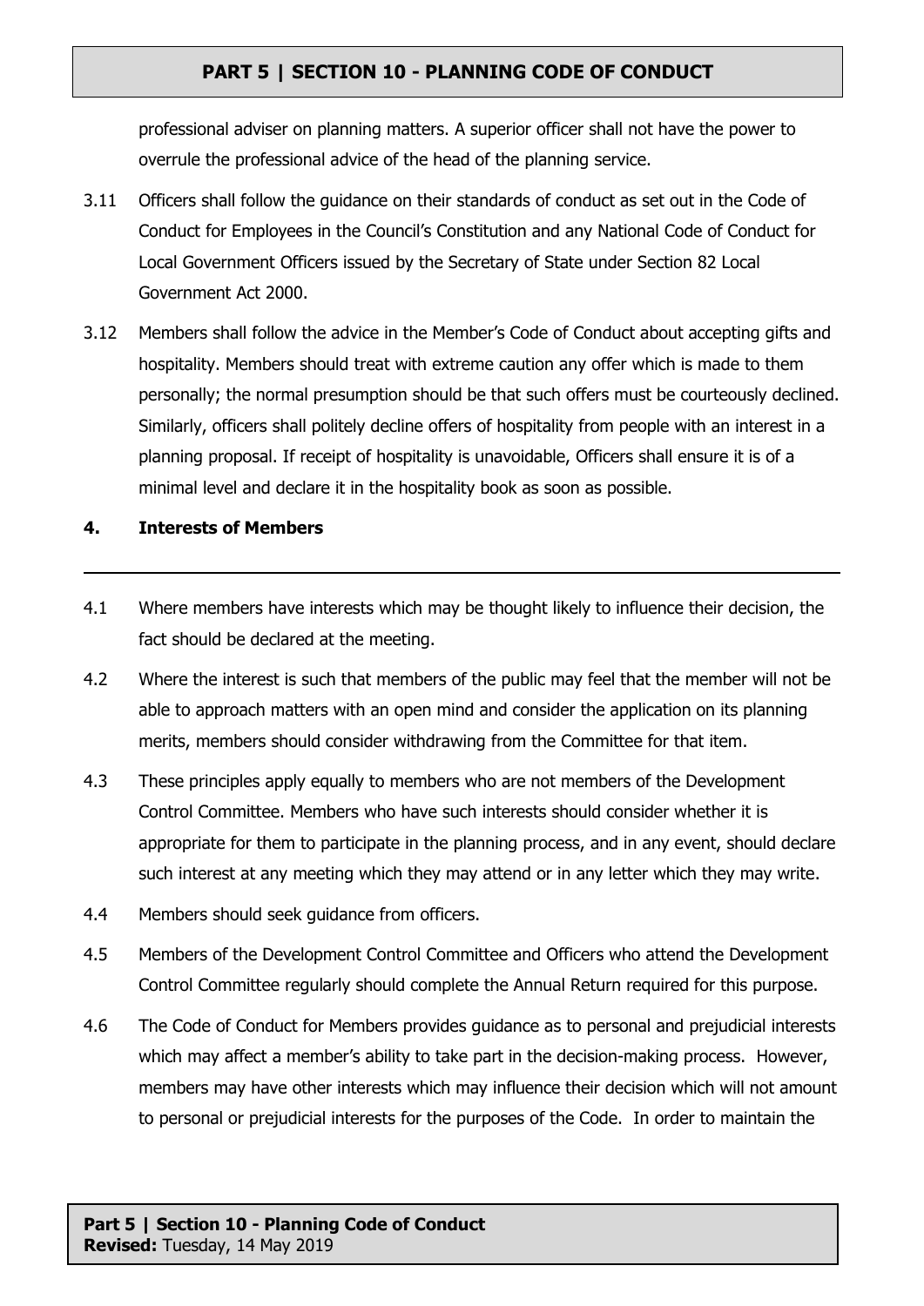professional adviser on planning matters. A superior officer shall not have the power to overrule the professional advice of the head of the planning service.

3.11 Officers shall follow the guidance on their standards of conduct as set out in the Code of Conduct for Employees in the Council's Constitution and any National Code of Conduct for Local Government Officers issued by the Secretary of State under Section 82 Local Government Act 2000.

3.12 Members shall follow the advice in the Member's Code of Conduct about accepting gifts and hospitality. Members should treat with extreme caution any offer which is made to them personally; the normal presumption should be that such offers must be courteously declined. Similarly, officers shall politely decline offers of hospitality from people with an interest in a planning proposal. If receipt of hospitality is unavoidable, Officers shall ensure it is of a minimal level and declare it in the hospitality book as soon as possible.

## 4. Interests of Members

4.1 Where members have interests which may be thought likely to influence their decision, the fact should be declared at the meeting.

4.2 Where the interest is such that members of the public may feel that the member will not be able to approach matters with an open mind and consider the application on its planning merits, members should consider withdrawing from the Committee for that item.

4.3 These principles apply equally to members who are not members of the Development Control Committee. Members who have such interests should consider whether it is appropriate for them to participate in the planning process, and in any event, should declare such interest at any meeting which they may attend or in any letter which they may write.

4.4 Members should seek guidance from officers.

4.5 Members of the Development Control Committee and Officers who attend the Development Control Committee regularly should complete the Annual Return required for this purpose.

4.6 The Code of Conduct for Members provides guidance as to personal and prejudicial interests which may affect a member's ability to take part in the decision-making process. However, members may have other interests which may influence their decision which will not amount to personal or prejudicial interests for the purposes of the Code. In order to maintain the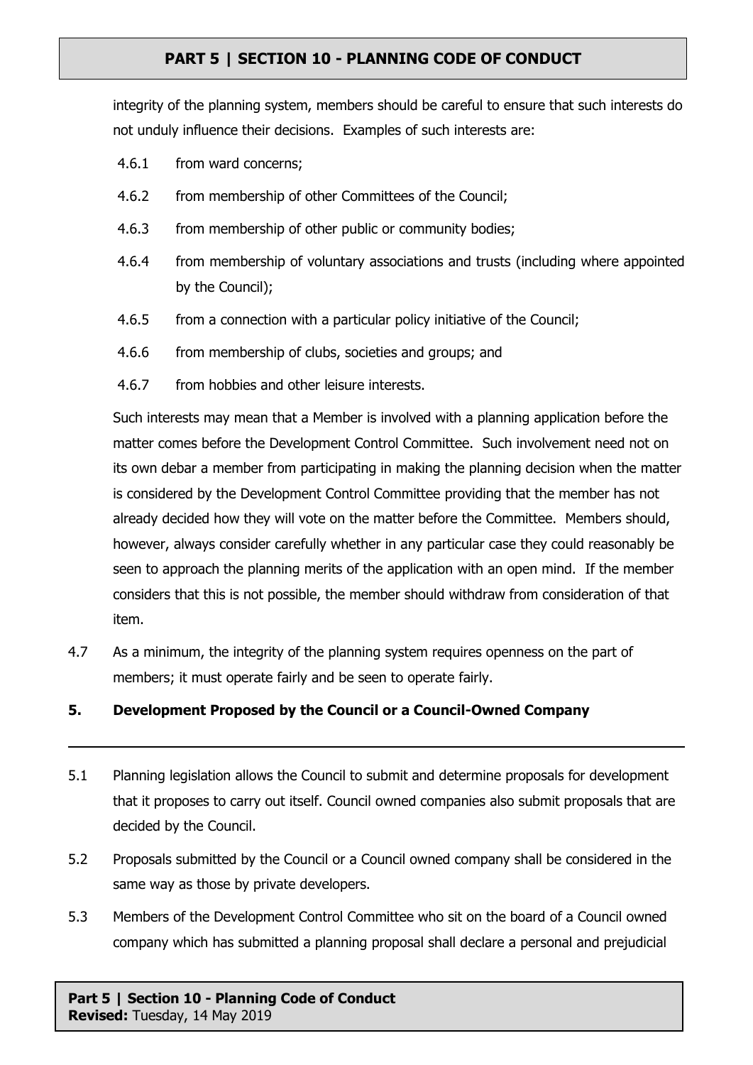integrity of the planning system, members should be careful to ensure that such interests do not unduly influence their decisions. Examples of such interests are:

4.6.1 from ward concerns;

4.6.2 from membership of other Committees of the Council;

4.6.3 from membership of other public or community bodies;

4.6.4 from membership of voluntary associations and trusts (including where appointed by the Council);

4.6.5 from a connection with a particular policy initiative of the Council;

4.6.6 from membership of clubs, societies and groups; and

4.6.7 from hobbies and other leisure interests.

Such interests may mean that a Member is involved with a planning application before the matter comes before the Development Control Committee. Such involvement need not on its own debar a member from participating in making the planning decision when the matter is considered by the Development Control Committee providing that the member has not already decided how they will vote on the matter before the Committee. Members should, however, always consider carefully whether in any particular case they could reasonably be seen to approach the planning merits of the application with an open mind. If the member considers that this is not possible, the member should withdraw from consideration of that item.

4.7 As a minimum, the integrity of the planning system requires openness on the part of members; it must operate fairly and be seen to operate fairly.

## 5. Development Proposed by the Council or a Council-Owned Company

5.1 Planning legislation allows the Council to submit and determine proposals for development that it proposes to carry out itself. Council owned companies also submit proposals that are decided by the Council.

5.2 Proposals submitted by the Council or a Council owned company shall be considered in the same way as those by private developers.

5.3 Members of the Development Control Committee who sit on the board of a Council owned company which has submitted a planning proposal shall declare a personal and prejudicial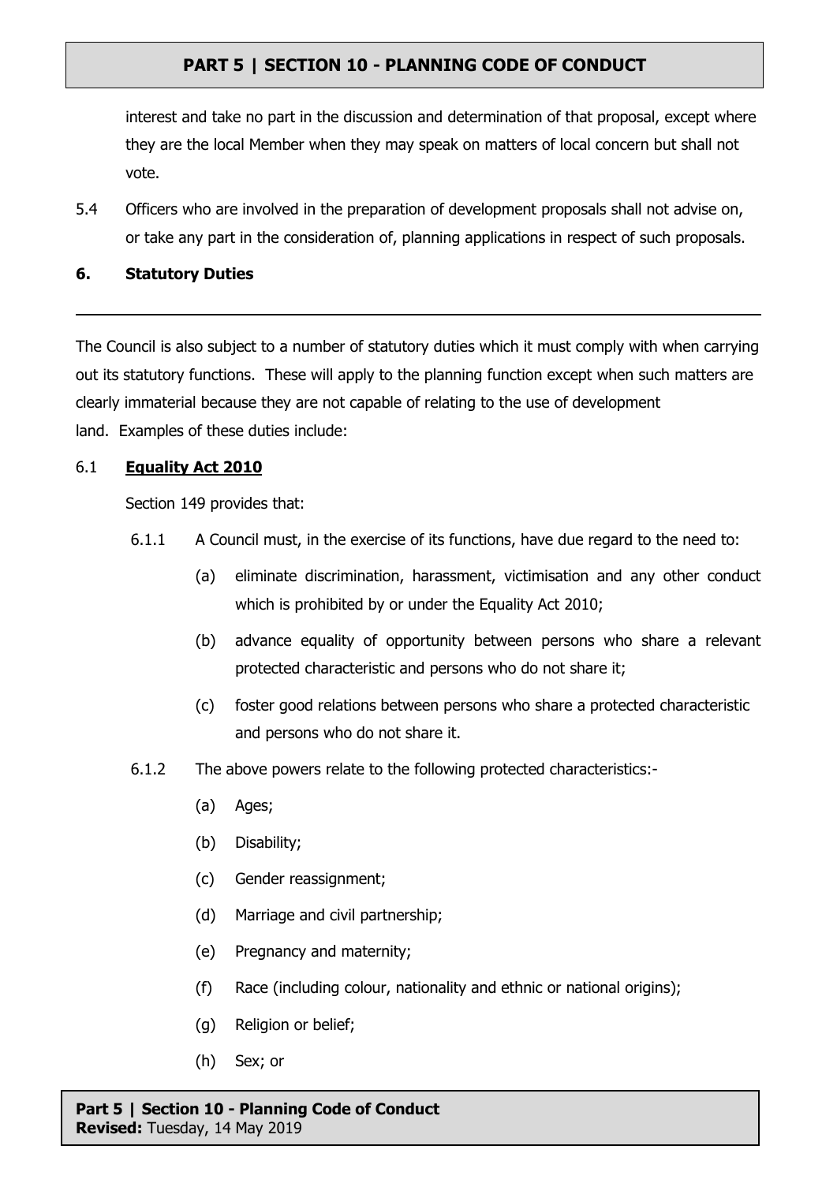interest and take no part in the discussion and determination of that proposal, except where they are the local Member when they may speak on matters of local concern but shall not vote.

5.4 Officers who are involved in the preparation of development proposals shall not advise on, or take any part in the consideration of, planning applications in respect of such proposals.

## 6. Statutory Duties

---

The Council is also subject to a number of statutory duties which it must comply with when carrying out its statutory functions. These will apply to the planning function except when such matters are clearly immaterial because they are not capable of relating to the use of development land. Examples of these duties include:

### 6.1 **Equality Act 2010**

Section 149 provides that:

6.1.1 A Council must, in the exercise of its functions, have due regard to the need to:

(a) eliminate discrimination, harassment, victimisation and any other conduct which is prohibited by or under the Equality Act 2010;

(b) advance equality of opportunity between persons who share a relevant protected characteristic and persons who do not share it;

(c) foster good relations between persons who share a protected characteristic and persons who do not share it.

6.1.2 The above powers relate to the following protected characteristics:-

(a) Ages;

(b) Disability;

(c) Gender reassignment;

(d) Marriage and civil partnership;

(e) Pregnancy and maternity;

(f) Race (including colour, nationality and ethnic or national origins);

(g) Religion or belief;

(h) Sex; or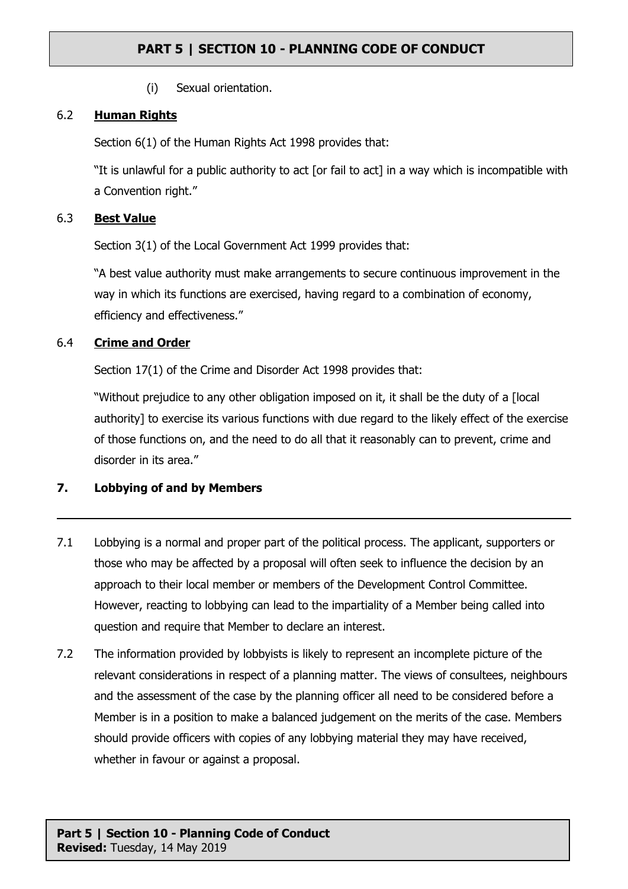(i) Sexual orientation.

### 6.2 **Human Rights**

Section 6(1) of the Human Rights Act 1998 provides that:

"It is unlawful for a public authority to act [or fail to act] in a way which is incompatible with a Convention right."

### 6.3 **Best Value**

Section 3(1) of the Local Government Act 1999 provides that:

"A best value authority must make arrangements to secure continuous improvement in the way in which its functions are exercised, having regard to a combination of economy, efficiency and effectiveness."

### 6.4 **Crime and Order**

Section 17(1) of the Crime and Disorder Act 1998 provides that:

"Without prejudice to any other obligation imposed on it, it shall be the duty of a [local authority] to exercise its various functions with due regard to the likely effect of the exercise of those functions on, and the need to do all that it reasonably can to prevent, crime and disorder in its area."

## 7. Lobbying of and by Members

7.1 Lobbying is a normal and proper part of the political process. The applicant, supporters or those who may be affected by a proposal will often seek to influence the decision by an approach to their local member or members of the Development Control Committee. However, reacting to lobbying can lead to the impartiality of a Member being called into question and require that Member to declare an interest.

7.2 The information provided by lobbyists is likely to represent an incomplete picture of the relevant considerations in respect of a planning matter. The views of consultees, neighbours and the assessment of the case by the planning officer all need to be considered before a Member is in a position to make a balanced judgement on the merits of the case. Members should provide officers with copies of any lobbying material they may have received, whether in favour or against a proposal.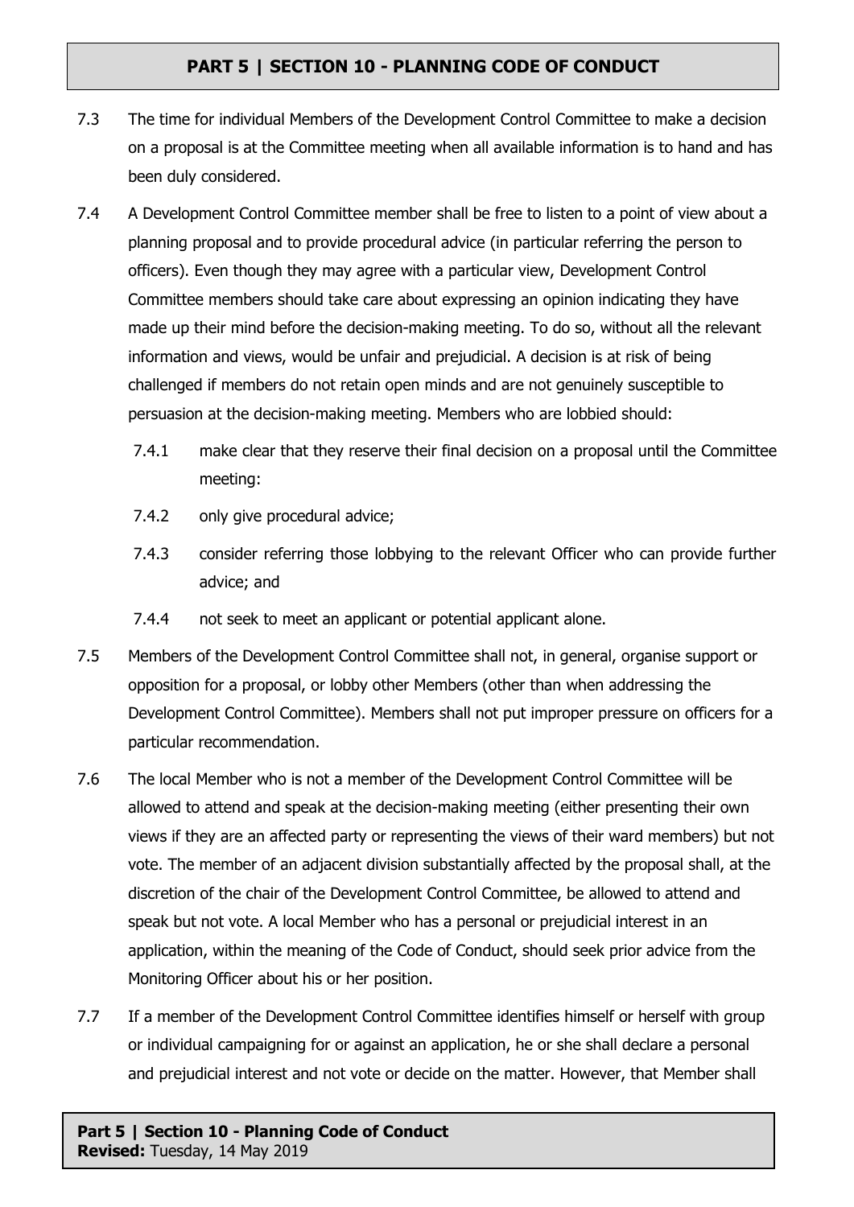7.3 The time for individual Members of the Development Control Committee to make a decision on a proposal is at the Committee meeting when all available information is to hand and has been duly considered.

7.4 A Development Control Committee member shall be free to listen to a point of view about a planning proposal and to provide procedural advice (in particular referring the person to officers). Even though they may agree with a particular view, Development Control Committee members should take care about expressing an opinion indicating they have made up their mind before the decision-making meeting. To do so, without all the relevant information and views, would be unfair and prejudicial. A decision is at risk of being challenged if members do not retain open minds and are not genuinely susceptible to persuasion at the decision-making meeting. Members who are lobbied should:

- 7.4.1 make clear that they reserve their final decision on a proposal until the Committee meeting:
- 7.4.2 only give procedural advice;
- 7.4.3 consider referring those lobbying to the relevant Officer who can provide further advice; and
- 7.4.4 not seek to meet an applicant or potential applicant alone.

7.5 Members of the Development Control Committee shall not, in general, organise support or opposition for a proposal, or lobby other Members (other than when addressing the Development Control Committee). Members shall not put improper pressure on officers for a particular recommendation.

7.6 The local Member who is not a member of the Development Control Committee will be allowed to attend and speak at the decision-making meeting (either presenting their own views if they are an affected party or representing the views of their ward members) but not vote. The member of an adjacent division substantially affected by the proposal shall, at the discretion of the chair of the Development Control Committee, be allowed to attend and speak but not vote. A local Member who has a personal or prejudicial interest in an application, within the meaning of the Code of Conduct, should seek prior advice from the Monitoring Officer about his or her position.

7.7 If a member of the Development Control Committee identifies himself or herself with group or individual campaigning for or against an application, he or she shall declare a personal and prejudicial interest and not vote or decide on the matter. However, that Member shall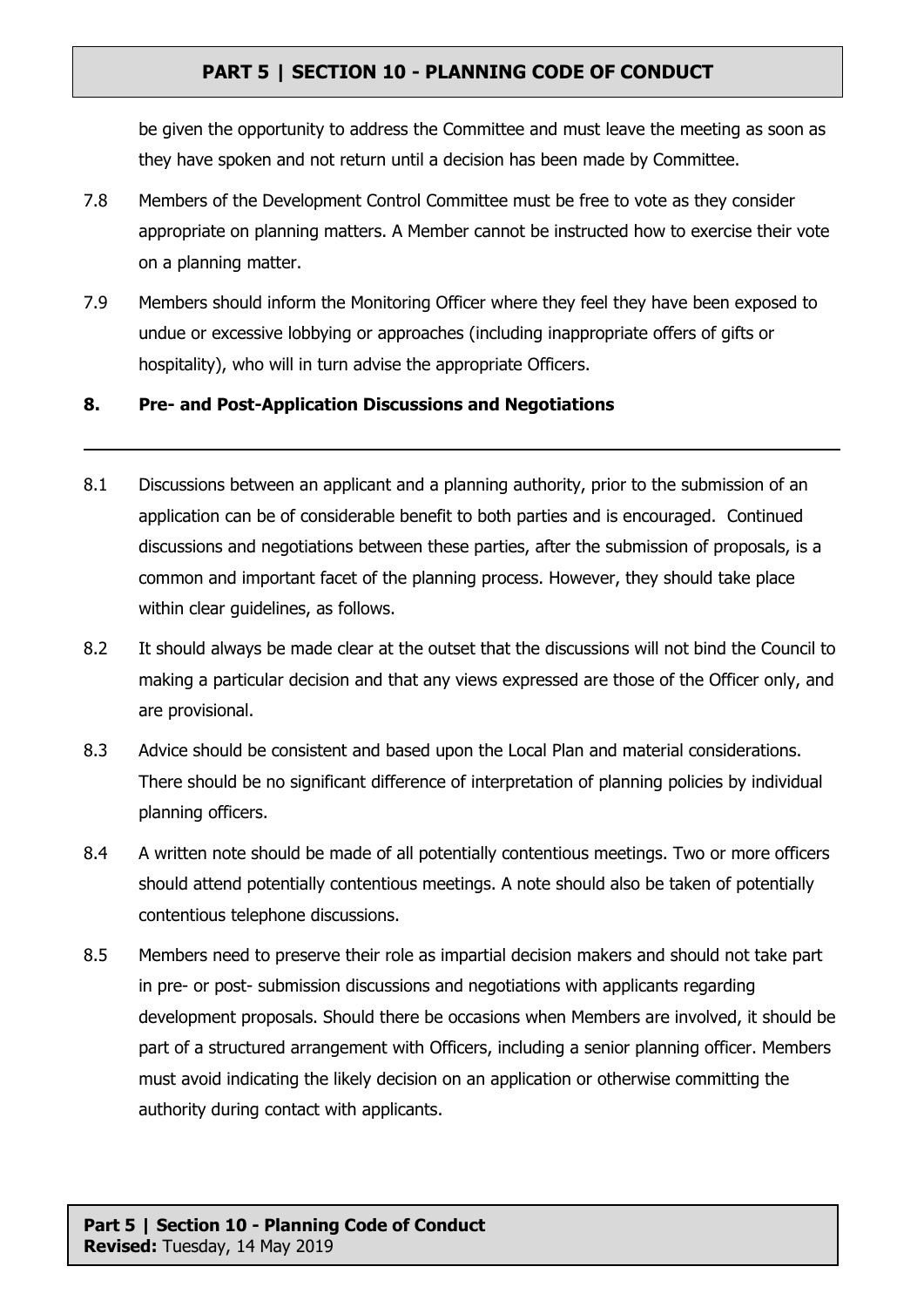be given the opportunity to address the Committee and must leave the meeting as soon as they have spoken and not return until a decision has been made by Committee.

7.8 Members of the Development Control Committee must be free to vote as they consider appropriate on planning matters. A Member cannot be instructed how to exercise their vote on a planning matter.

7.9 Members should inform the Monitoring Officer where they feel they have been exposed to undue or excessive lobbying or approaches (including inappropriate offers of gifts or hospitality), who will in turn advise the appropriate Officers.

## 8. Pre- and Post-Application Discussions and Negotiations

8.1 Discussions between an applicant and a planning authority, prior to the submission of an application can be of considerable benefit to both parties and is encouraged. Continued discussions and negotiations between these parties, after the submission of proposals, is a common and important facet of the planning process. However, they should take place within clear guidelines, as follows.

8.2 It should always be made clear at the outset that the discussions will not bind the Council to making a particular decision and that any views expressed are those of the Officer only, and are provisional.

8.3 Advice should be consistent and based upon the Local Plan and material considerations. There should be no significant difference of interpretation of planning policies by individual planning officers.

8.4 A written note should be made of all potentially contentious meetings. Two or more officers should attend potentially contentious meetings. A note should also be taken of potentially contentious telephone discussions.

8.5 Members need to preserve their role as impartial decision makers and should not take part in pre- or post- submission discussions and negotiations with applicants regarding development proposals. Should there be occasions when Members are involved, it should be part of a structured arrangement with Officers, including a senior planning officer. Members must avoid indicating the likely decision on an application or otherwise committing the authority during contact with applicants.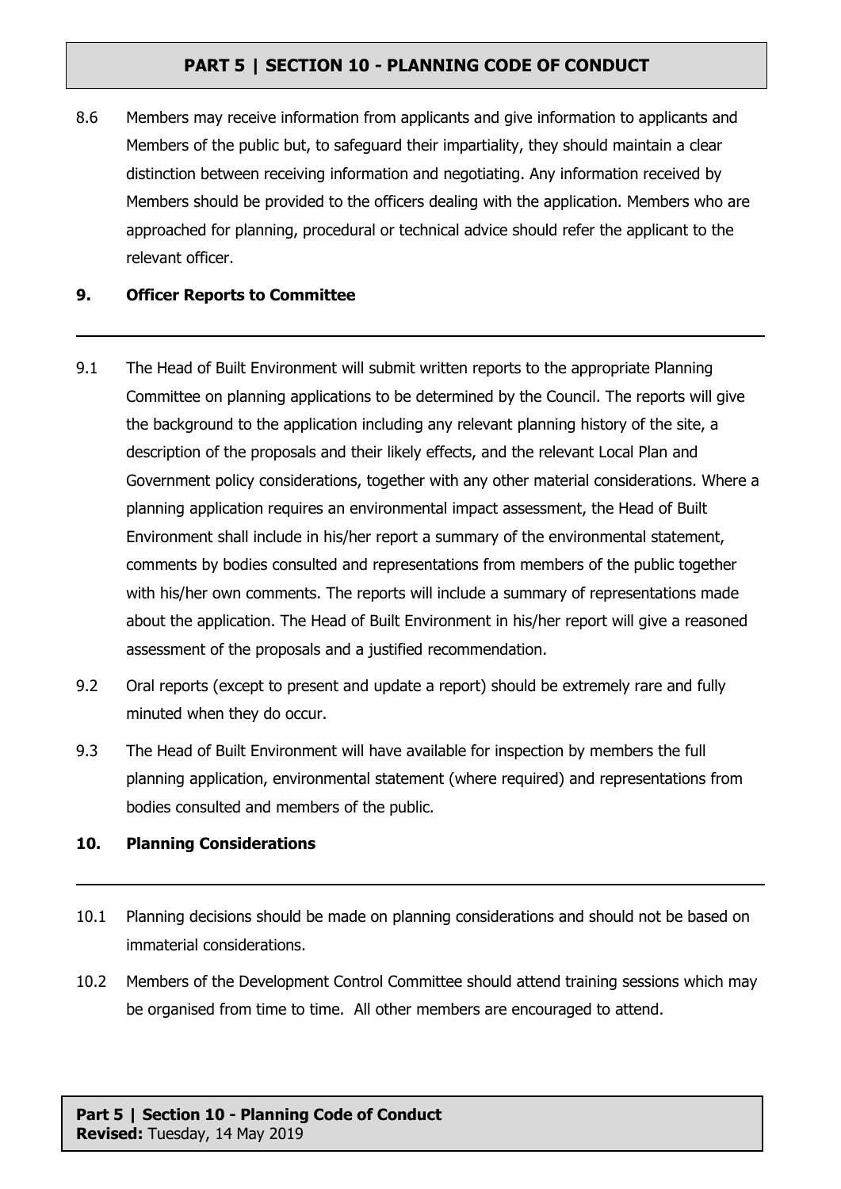8.6 Members may receive information from applicants and give information to applicants and Members of the public but, to safeguard their impartiality, they should maintain a clear distinction between receiving information and negotiating. Any information received by Members should be provided to the officers dealing with the application. Members who are approached for planning, procedural or technical advice should refer the applicant to the relevant officer.

## 9. Officer Reports to Committee

9.1 The Head of Built Environment will submit written reports to the appropriate Planning Committee on planning applications to be determined by the Council. The reports will give the background to the application including any relevant planning history of the site, a description of the proposals and their likely effects, and the relevant Local Plan and Government policy considerations, together with any other material considerations. Where a planning application requires an environmental impact assessment, the Head of Built Environment shall include in his/her report a summary of the environmental statement, comments by bodies consulted and representations from members of the public together with his/her own comments. The reports will include a summary of representations made about the application. The Head of Built Environment in his/her report will give a reasoned assessment of the proposals and a justified recommendation.

9.2 Oral reports (except to present and update a report) should be extremely rare and fully minuted when they do occur.

9.3 The Head of Built Environment will have available for inspection by members the full planning application, environmental statement (where required) and representations from bodies consulted and members of the public.

## 10. Planning Considerations

10.1 Planning decisions should be made on planning considerations and should not be based on immaterial considerations.

10.2 Members of the Development Control Committee should attend training sessions which may be organised from time to time. All other members are encouraged to attend.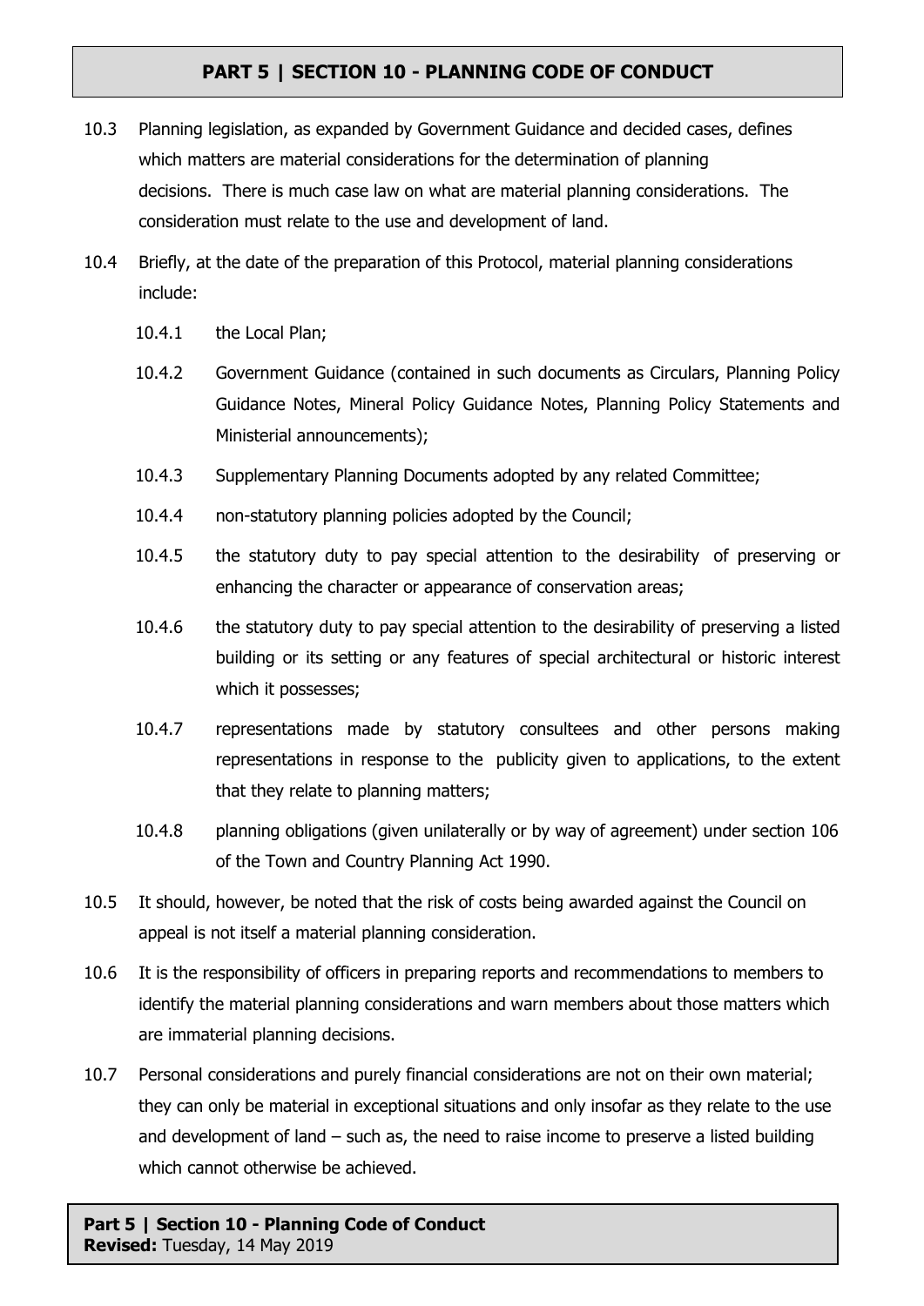10.3 Planning legislation, as expanded by Government Guidance and decided cases, defines which matters are material considerations for the determination of planning decisions. There is much case law on what are material planning considerations. The consideration must relate to the use and development of land.

10.4 Briefly, at the date of the preparation of this Protocol, material planning considerations include:

- 10.4.1 the Local Plan;
- 10.4.2 Government Guidance (contained in such documents as Circulars, Planning Policy Guidance Notes, Mineral Policy Guidance Notes, Planning Policy Statements and Ministerial announcements);
- 10.4.3 Supplementary Planning Documents adopted by any related Committee;
- 10.4.4 non-statutory planning policies adopted by the Council;
- 10.4.5 the statutory duty to pay special attention to the desirability of preserving or enhancing the character or appearance of conservation areas;
- 10.4.6 the statutory duty to pay special attention to the desirability of preserving a listed building or its setting or any features of special architectural or historic interest which it possesses;
- 10.4.7 representations made by statutory consultees and other persons making representations in response to the publicity given to applications, to the extent that they relate to planning matters;
- 10.4.8 planning obligations (given unilaterally or by way of agreement) under section 106 of the Town and Country Planning Act 1990.

10.5 It should, however, be noted that the risk of costs being awarded against the Council on appeal is not itself a material planning consideration.

10.6 It is the responsibility of officers in preparing reports and recommendations to members to identify the material planning considerations and warn members about those matters which are immaterial planning decisions.

10.7 Personal considerations and purely financial considerations are not on their own material; they can only be material in exceptional situations and only insofar as they relate to the use and development of land – such as, the need to raise income to preserve a listed building which cannot otherwise be achieved.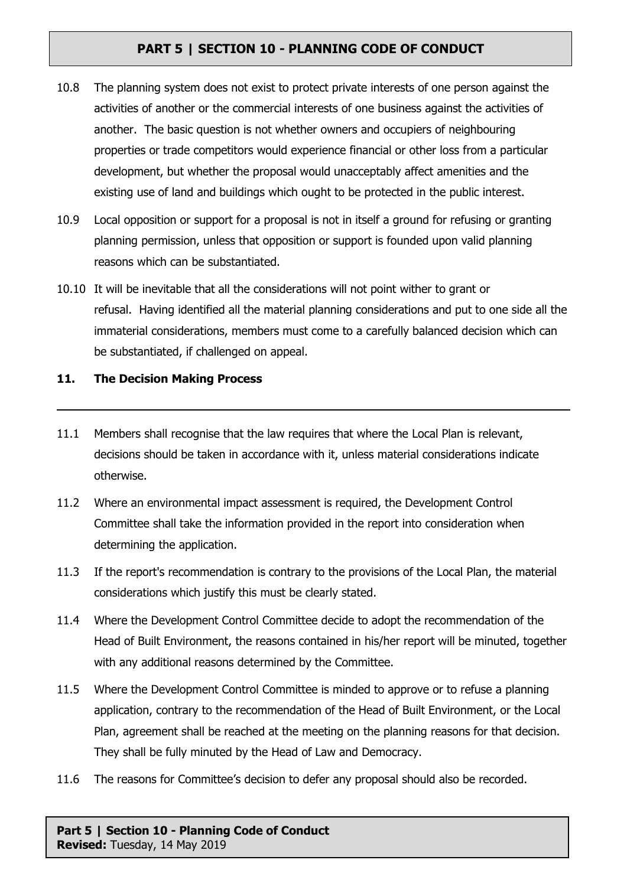10.8 The planning system does not exist to protect private interests of one person against the activities of another or the commercial interests of one business against the activities of another. The basic question is not whether owners and occupiers of neighbouring properties or trade competitors would experience financial or other loss from a particular development, but whether the proposal would unacceptably affect amenities and the existing use of land and buildings which ought to be protected in the public interest.

10.9 Local opposition or support for a proposal is not in itself a ground for refusing or granting planning permission, unless that opposition or support is founded upon valid planning reasons which can be substantiated.

10.10 It will be inevitable that all the considerations will not point wither to grant or refusal. Having identified all the material planning considerations and put to one side all the immaterial considerations, members must come to a carefully balanced decision which can be substantiated, if challenged on appeal.

## 11. The Decision Making Process

11.1 Members shall recognise that the law requires that where the Local Plan is relevant, decisions should be taken in accordance with it, unless material considerations indicate otherwise.

11.2 Where an environmental impact assessment is required, the Development Control Committee shall take the information provided in the report into consideration when determining the application.

11.3 If the report's recommendation is contrary to the provisions of the Local Plan, the material considerations which justify this must be clearly stated.

11.4 Where the Development Control Committee decide to adopt the recommendation of the Head of Built Environment, the reasons contained in his/her report will be minuted, together with any additional reasons determined by the Committee.

11.5 Where the Development Control Committee is minded to approve or to refuse a planning application, contrary to the recommendation of the Head of Built Environment, or the Local Plan, agreement shall be reached at the meeting on the planning reasons for that decision. They shall be fully minuted by the Head of Law and Democracy.

11.6 The reasons for Committee's decision to defer any proposal should also be recorded.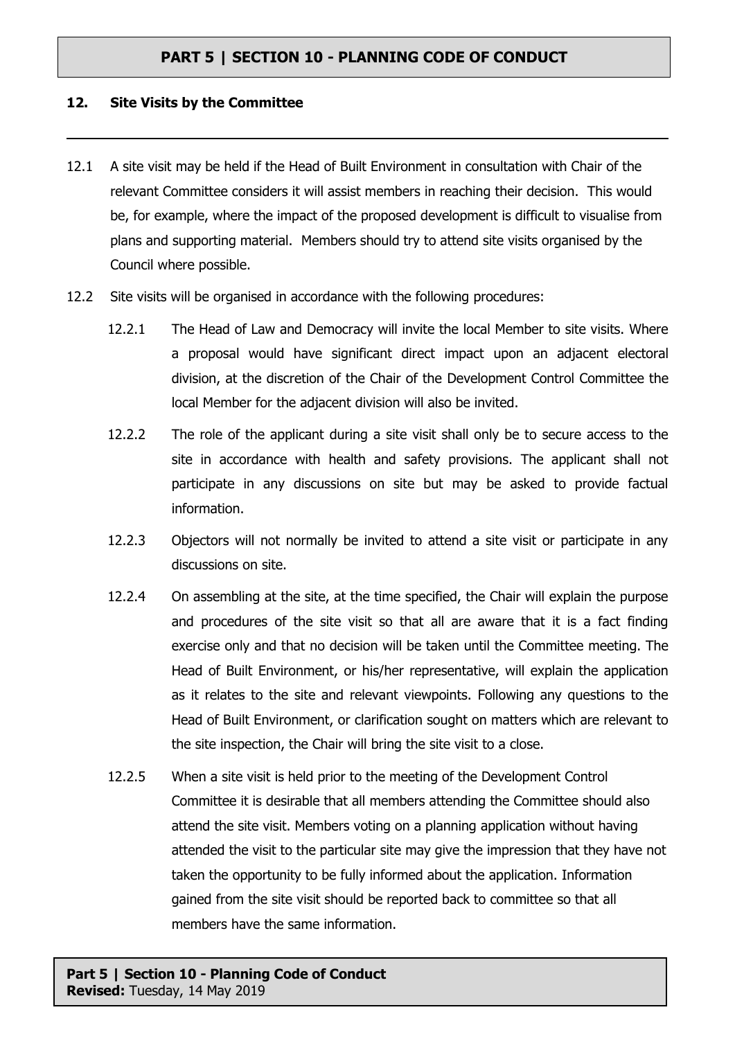## 12. Site Visits by the Committee

12.1 A site visit may be held if the Head of Built Environment in consultation with Chair of the relevant Committee considers it will assist members in reaching their decision. This would be, for example, where the impact of the proposed development is difficult to visualise from plans and supporting material. Members should try to attend site visits organised by the Council where possible.

12.2 Site visits will be organised in accordance with the following procedures:

12.2.1 The Head of Law and Democracy will invite the local Member to site visits. Where a proposal would have significant direct impact upon an adjacent electoral division, at the discretion of the Chair of the Development Control Committee the local Member for the adjacent division will also be invited.

12.2.2 The role of the applicant during a site visit shall only be to secure access to the site in accordance with health and safety provisions. The applicant shall not participate in any discussions on site but may be asked to provide factual information.

12.2.3 Objectors will not normally be invited to attend a site visit or participate in any discussions on site.

12.2.4 On assembling at the site, at the time specified, the Chair will explain the purpose and procedures of the site visit so that all are aware that it is a fact finding exercise only and that no decision will be taken until the Committee meeting. The Head of Built Environment, or his/her representative, will explain the application as it relates to the site and relevant viewpoints. Following any questions to the Head of Built Environment, or clarification sought on matters which are relevant to the site inspection, the Chair will bring the site visit to a close.

12.2.5 When a site visit is held prior to the meeting of the Development Control Committee it is desirable that all members attending the Committee should also attend the site visit. Members voting on a planning application without having attended the visit to the particular site may give the impression that they have not taken the opportunity to be fully informed about the application. Information gained from the site visit should be reported back to committee so that all members have the same information.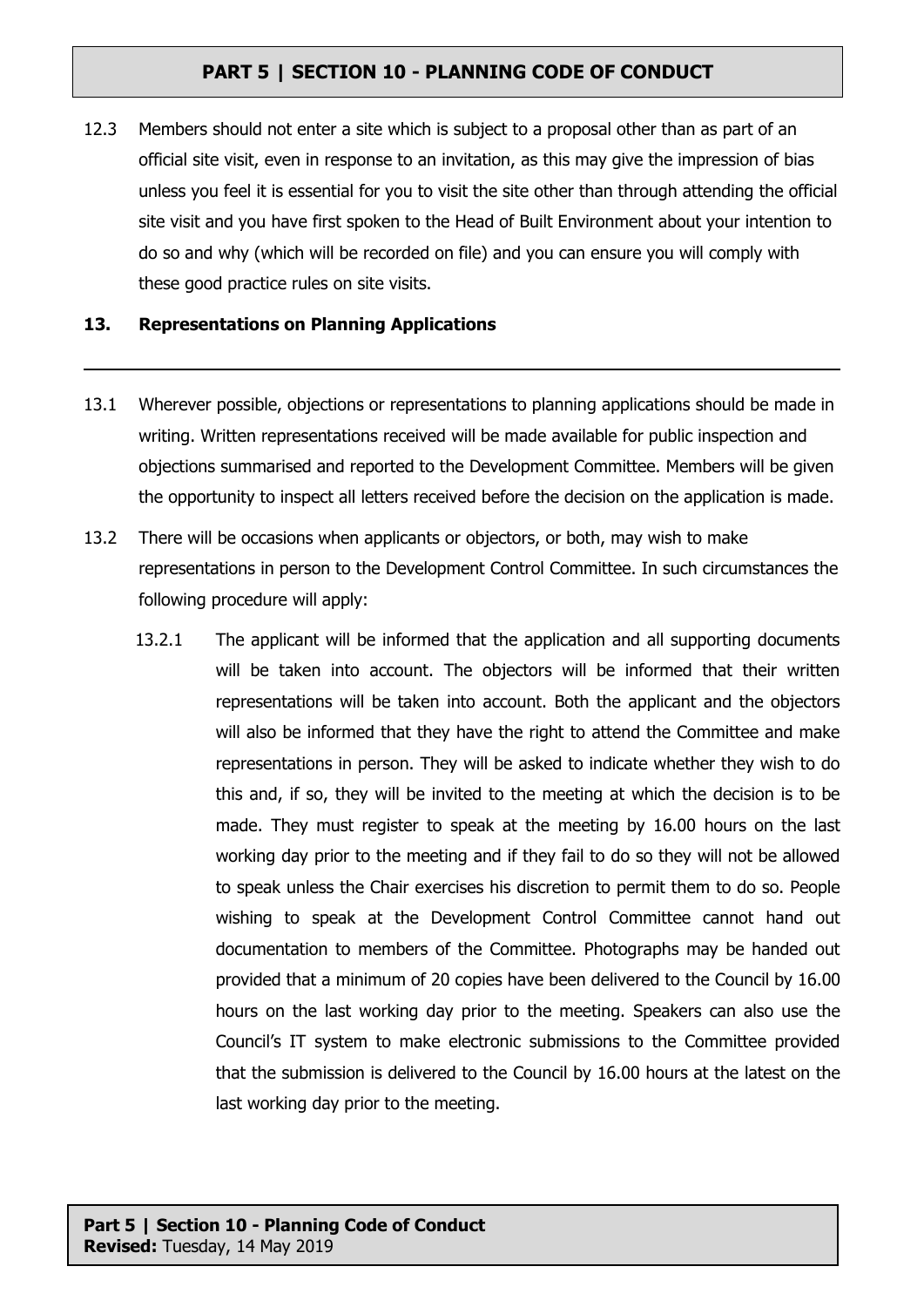12.3 Members should not enter a site which is subject to a proposal other than as part of an official site visit, even in response to an invitation, as this may give the impression of bias unless you feel it is essential for you to visit the site other than through attending the official site visit and you have first spoken to the Head of Built Environment about your intention to do so and why (which will be recorded on file) and you can ensure you will comply with these good practice rules on site visits.

## 13. Representations on Planning Applications

13.1 Wherever possible, objections or representations to planning applications should be made in writing. Written representations received will be made available for public inspection and objections summarised and reported to the Development Committee. Members will be given the opportunity to inspect all letters received before the decision on the application is made.

13.2 There will be occasions when applicants or objectors, or both, may wish to make representations in person to the Development Control Committee. In such circumstances the following procedure will apply:

13.2.1 The applicant will be informed that the application and all supporting documents will be taken into account. The objectors will be informed that their written representations will be taken into account. Both the applicant and the objectors will also be informed that they have the right to attend the Committee and make representations in person. They will be asked to indicate whether they wish to do this and, if so, they will be invited to the meeting at which the decision is to be made. They must register to speak at the meeting by 16.00 hours on the last working day prior to the meeting and if they fail to do so they will not be allowed to speak unless the Chair exercises his discretion to permit them to do so. People wishing to speak at the Development Control Committee cannot hand out documentation to members of the Committee. Photographs may be handed out provided that a minimum of 20 copies have been delivered to the Council by 16.00 hours on the last working day prior to the meeting. Speakers can also use the Council's IT system to make electronic submissions to the Committee provided that the submission is delivered to the Council by 16.00 hours at the latest on the last working day prior to the meeting.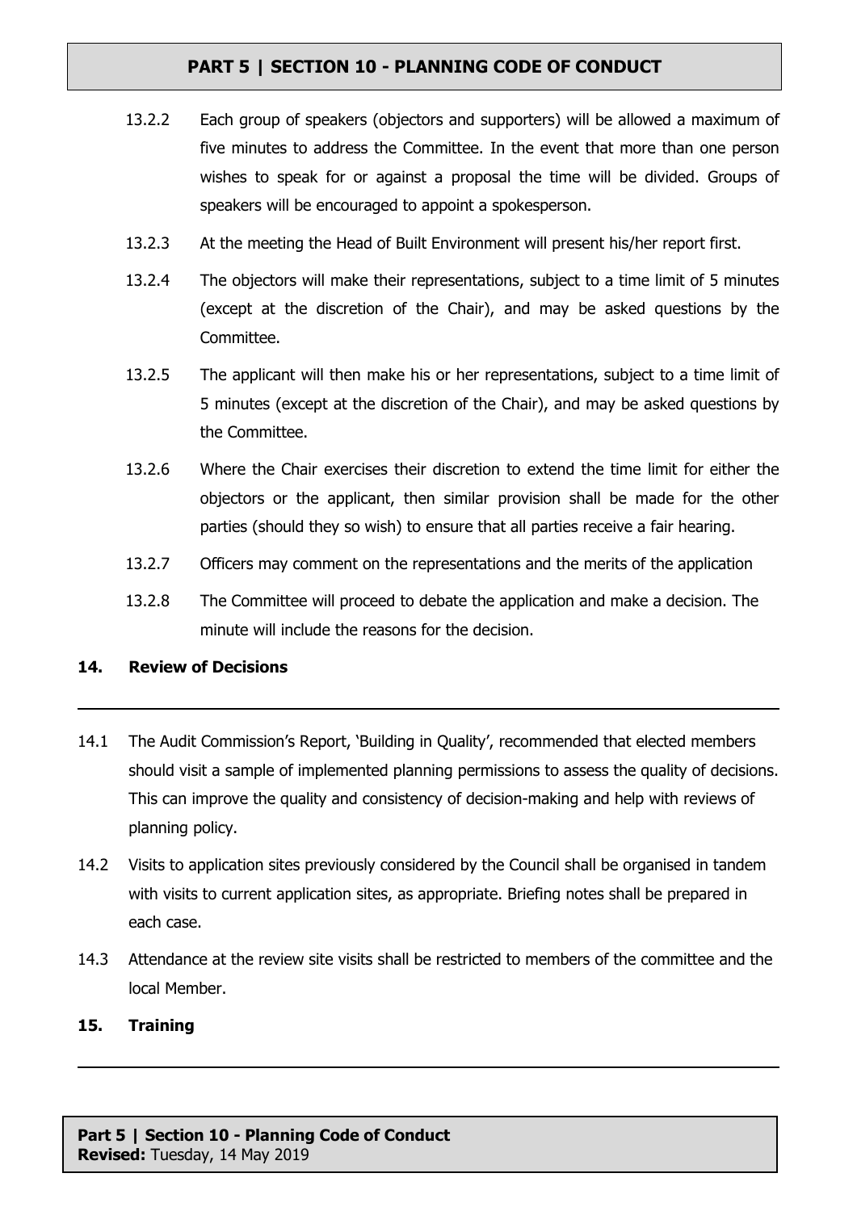13.2.2 Each group of speakers (objectors and supporters) will be allowed a maximum of five minutes to address the Committee. In the event that more than one person wishes to speak for or against a proposal the time will be divided. Groups of speakers will be encouraged to appoint a spokesperson.

13.2.3 At the meeting the Head of Built Environment will present his/her report first.

13.2.4 The objectors will make their representations, subject to a time limit of 5 minutes (except at the discretion of the Chair), and may be asked questions by the Committee.

13.2.5 The applicant will then make his or her representations, subject to a time limit of 5 minutes (except at the discretion of the Chair), and may be asked questions by the Committee.

13.2.6 Where the Chair exercises their discretion to extend the time limit for either the objectors or the applicant, then similar provision shall be made for the other parties (should they so wish) to ensure that all parties receive a fair hearing.

13.2.7 Officers may comment on the representations and the merits of the application

13.2.8 The Committee will proceed to debate the application and make a decision. The minute will include the reasons for the decision.

## 14. Review of Decisions

14.1 The Audit Commission's Report, 'Building in Quality', recommended that elected members should visit a sample of implemented planning permissions to assess the quality of decisions. This can improve the quality and consistency of decision-making and help with reviews of planning policy.

14.2 Visits to application sites previously considered by the Council shall be organised in tandem with visits to current application sites, as appropriate. Briefing notes shall be prepared in each case.

14.3 Attendance at the review site visits shall be restricted to members of the committee and the local Member.

## 15. Training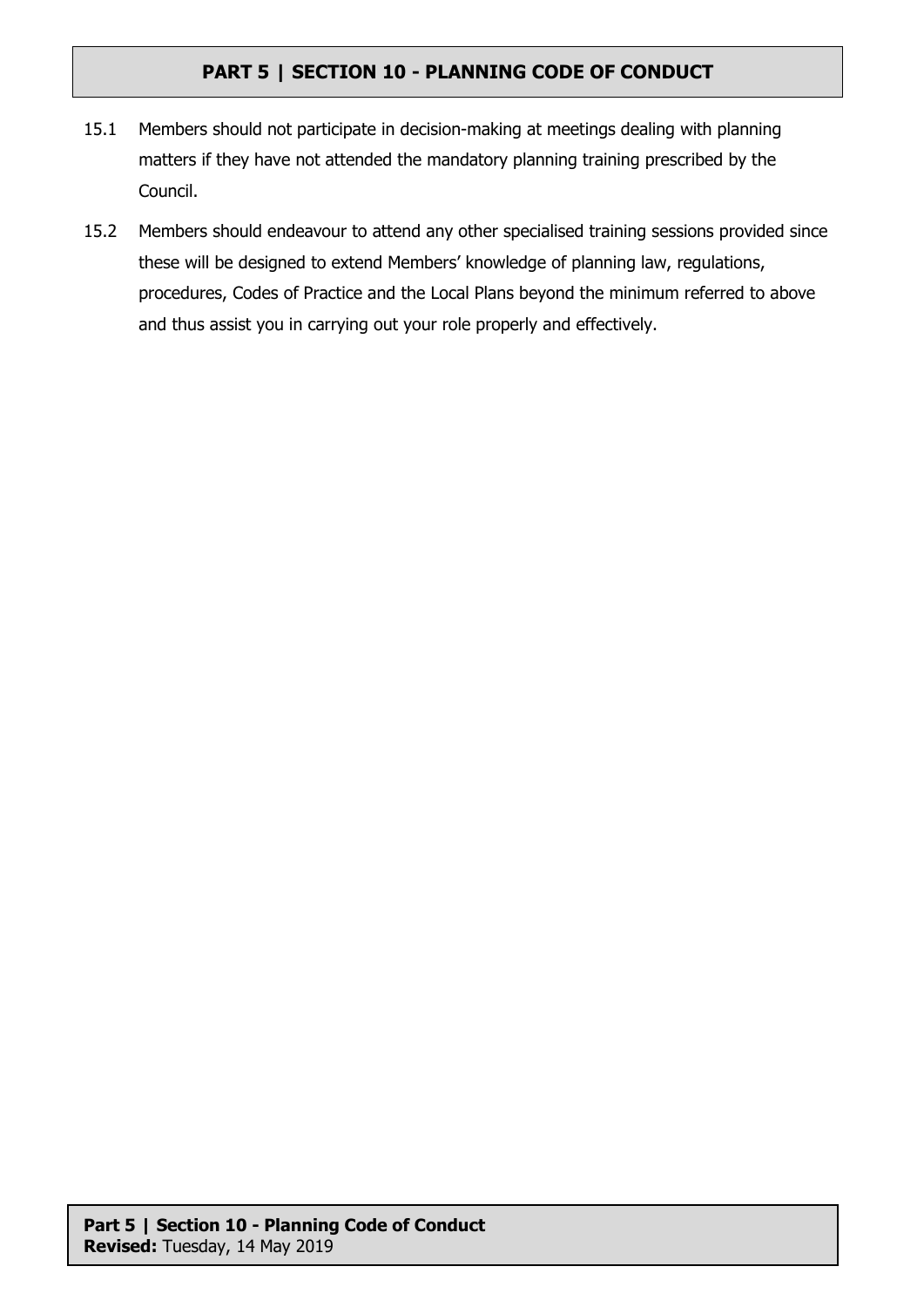15.1 Members should not participate in decision-making at meetings dealing with planning matters if they have not attended the mandatory planning training prescribed by the Council.

15.2 Members should endeavour to attend any other specialised training sessions provided since these will be designed to extend Members' knowledge of planning law, regulations, procedures, Codes of Practice and the Local Plans beyond the minimum referred to above and thus assist you in carrying out your role properly and effectively.